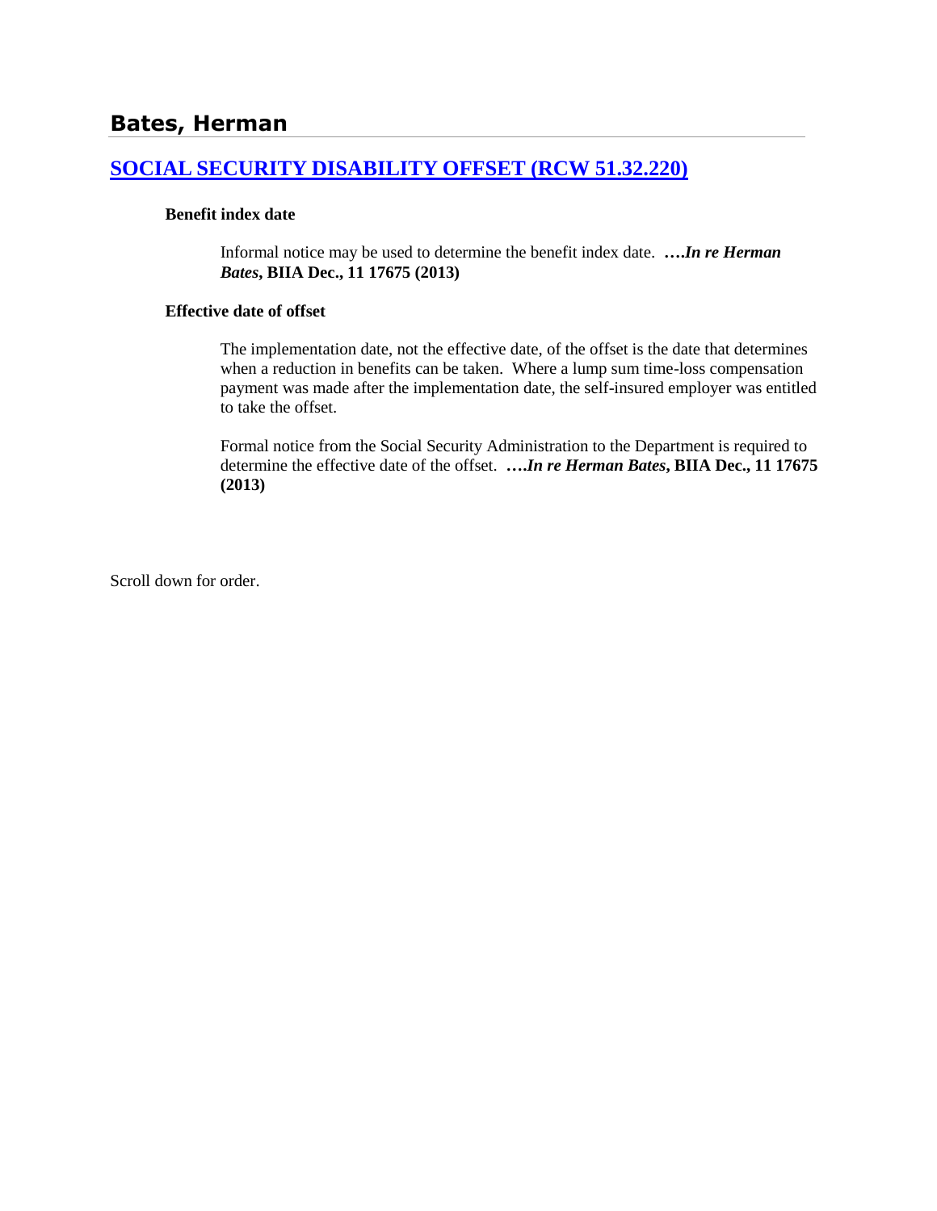# Bates, Herman

## [SOCIAL SECURITY DISABILITY OFFSET (RCW 51.32.220)]

**Benefit index date**

Informal notice may be used to determine the benefit index date. **….*In re Herman Bates*, BIIA Dec., 11 17675 (2013)**

**Effective date of offset**

The implementation date, not the effective date, of the offset is the date that determines when a reduction in benefits can be taken. Where a lump sum time-loss compensation payment was made after the implementation date, the self-insured employer was entitled to take the offset.

Formal notice from the Social Security Administration to the Department is required to determine the effective date of the offset. **….*In re Herman Bates*, BIIA Dec., 11 17675 (2013)**

Scroll down for order.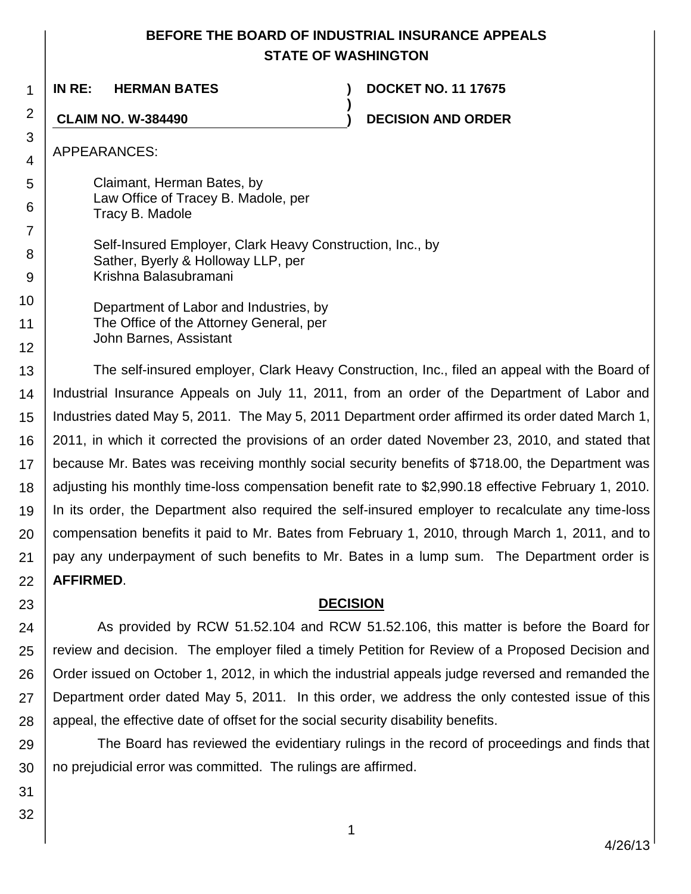# BEFORE THE BOARD OF INDUSTRIAL INSURANCE APPEALS STATE OF WASHINGTON

**IN RE: HERMAN BATES** ) **DOCKET NO. 11 17675**
)
**CLAIM NO. W-384490** ) **DECISION AND ORDER**

APPEARANCES:

Claimant, Herman Bates, by
Law Office of Tracey B. Madole, per
Tracy B. Madole

Self-Insured Employer, Clark Heavy Construction, Inc., by
Sather, Byerly & Holloway LLP, per
Krishna Balasubramani

Department of Labor and Industries, by
The Office of the Attorney General, per
John Barnes, Assistant

The self-insured employer, Clark Heavy Construction, Inc., filed an appeal with the Board of Industrial Insurance Appeals on July 11, 2011, from an order of the Department of Labor and Industries dated May 5, 2011. The May 5, 2011 Department order affirmed its order dated March 1, 2011, in which it corrected the provisions of an order dated November 23, 2010, and stated that because Mr. Bates was receiving monthly social security benefits of $718.00, the Department was adjusting his monthly time-loss compensation benefit rate to $2,990.18 effective February 1, 2010. In its order, the Department also required the self-insured employer to recalculate any time-loss compensation benefits it paid to Mr. Bates from February 1, 2010, through March 1, 2011, and to pay any underpayment of such benefits to Mr. Bates in a lump sum. The Department order is **AFFIRMED**.

## DECISION

As provided by RCW 51.52.104 and RCW 51.52.106, this matter is before the Board for review and decision. The employer filed a timely Petition for Review of a Proposed Decision and Order issued on October 1, 2012, in which the industrial appeals judge reversed and remanded the Department order dated May 5, 2011. In this order, we address the only contested issue of this appeal, the effective date of offset for the social security disability benefits.

The Board has reviewed the evidentiary rulings in the record of proceedings and finds that no prejudicial error was committed. The rulings are affirmed.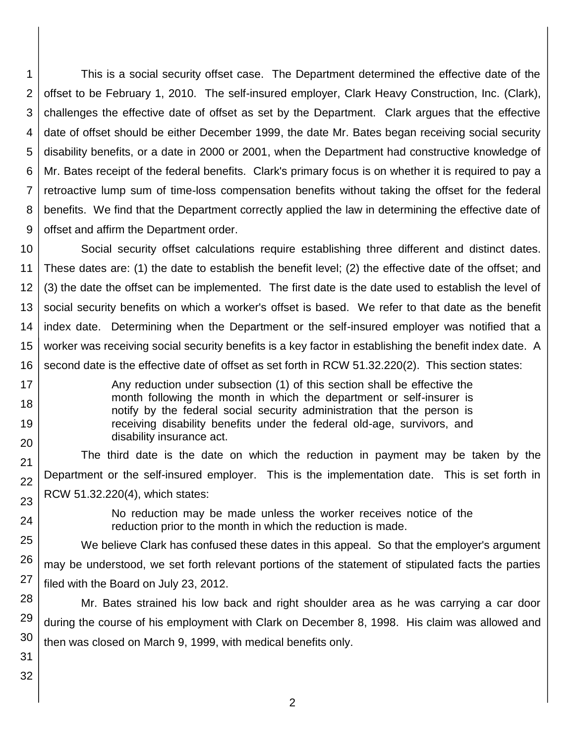This is a social security offset case. The Department determined the effective date of the offset to be February 1, 2010. The self-insured employer, Clark Heavy Construction, Inc. (Clark), challenges the effective date of offset as set by the Department. Clark argues that the effective date of offset should be either December 1999, the date Mr. Bates began receiving social security disability benefits, or a date in 2000 or 2001, when the Department had constructive knowledge of Mr. Bates receipt of the federal benefits. Clark's primary focus is on whether it is required to pay a retroactive lump sum of time-loss compensation benefits without taking the offset for the federal benefits. We find that the Department correctly applied the law in determining the effective date of offset and affirm the Department order.

Social security offset calculations require establishing three different and distinct dates. These dates are: (1) the date to establish the benefit level; (2) the effective date of the offset; and (3) the date the offset can be implemented. The first date is the date used to establish the level of social security benefits on which a worker's offset is based. We refer to that date as the benefit index date. Determining when the Department or the self-insured employer was notified that a worker was receiving social security benefits is a key factor in establishing the benefit index date. A second date is the effective date of offset as set forth in RCW 51.32.220(2). This section states:

> Any reduction under subsection (1) of this section shall be effective the month following the month in which the department or self-insurer is notify by the federal social security administration that the person is receiving disability benefits under the federal old-age, survivors, and disability insurance act.

The third date is the date on which the reduction in payment may be taken by the Department or the self-insured employer. This is the implementation date. This is set forth in RCW 51.32.220(4), which states:

> No reduction may be made unless the worker receives notice of the reduction prior to the month in which the reduction is made.

We believe Clark has confused these dates in this appeal. So that the employer's argument may be understood, we set forth relevant portions of the statement of stipulated facts the parties filed with the Board on July 23, 2012.

Mr. Bates strained his low back and right shoulder area as he was carrying a car door during the course of his employment with Clark on December 8, 1998. His claim was allowed and then was closed on March 9, 1999, with medical benefits only.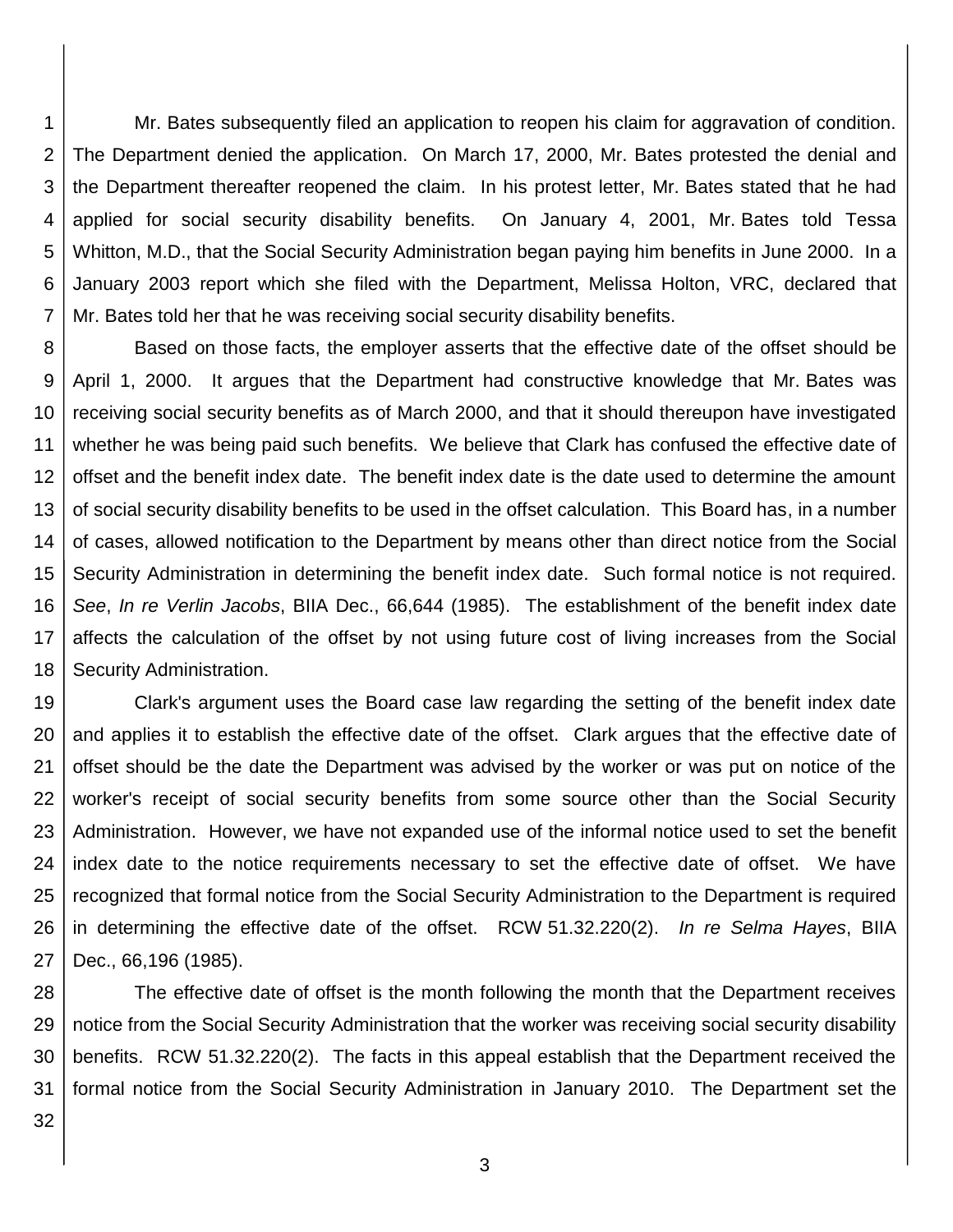Mr. Bates subsequently filed an application to reopen his claim for aggravation of condition. The Department denied the application. On March 17, 2000, Mr. Bates protested the denial and the Department thereafter reopened the claim. In his protest letter, Mr. Bates stated that he had applied for social security disability benefits. On January 4, 2001, Mr. Bates told Tessa Whitton, M.D., that the Social Security Administration began paying him benefits in June 2000. In a January 2003 report which she filed with the Department, Melissa Holton, VRC, declared that Mr. Bates told her that he was receiving social security disability benefits.

Based on those facts, the employer asserts that the effective date of the offset should be April 1, 2000. It argues that the Department had constructive knowledge that Mr. Bates was receiving social security benefits as of March 2000, and that it should thereupon have investigated whether he was being paid such benefits. We believe that Clark has confused the effective date of offset and the benefit index date. The benefit index date is the date used to determine the amount of social security disability benefits to be used in the offset calculation. This Board has, in a number of cases, allowed notification to the Department by means other than direct notice from the Social Security Administration in determining the benefit index date. Such formal notice is not required. *See*, *In re Verlin Jacobs*, BIIA Dec., 66,644 (1985). The establishment of the benefit index date affects the calculation of the offset by not using future cost of living increases from the Social Security Administration.

Clark's argument uses the Board case law regarding the setting of the benefit index date and applies it to establish the effective date of the offset. Clark argues that the effective date of offset should be the date the Department was advised by the worker or was put on notice of the worker's receipt of social security benefits from some source other than the Social Security Administration. However, we have not expanded use of the informal notice used to set the benefit index date to the notice requirements necessary to set the effective date of offset. We have recognized that formal notice from the Social Security Administration to the Department is required in determining the effective date of the offset. RCW 51.32.220(2). *In re Selma Hayes*, BIIA Dec., 66,196 (1985).

The effective date of offset is the month following the month that the Department receives notice from the Social Security Administration that the worker was receiving social security disability benefits. RCW 51.32.220(2). The facts in this appeal establish that the Department received the formal notice from the Social Security Administration in January 2010. The Department set the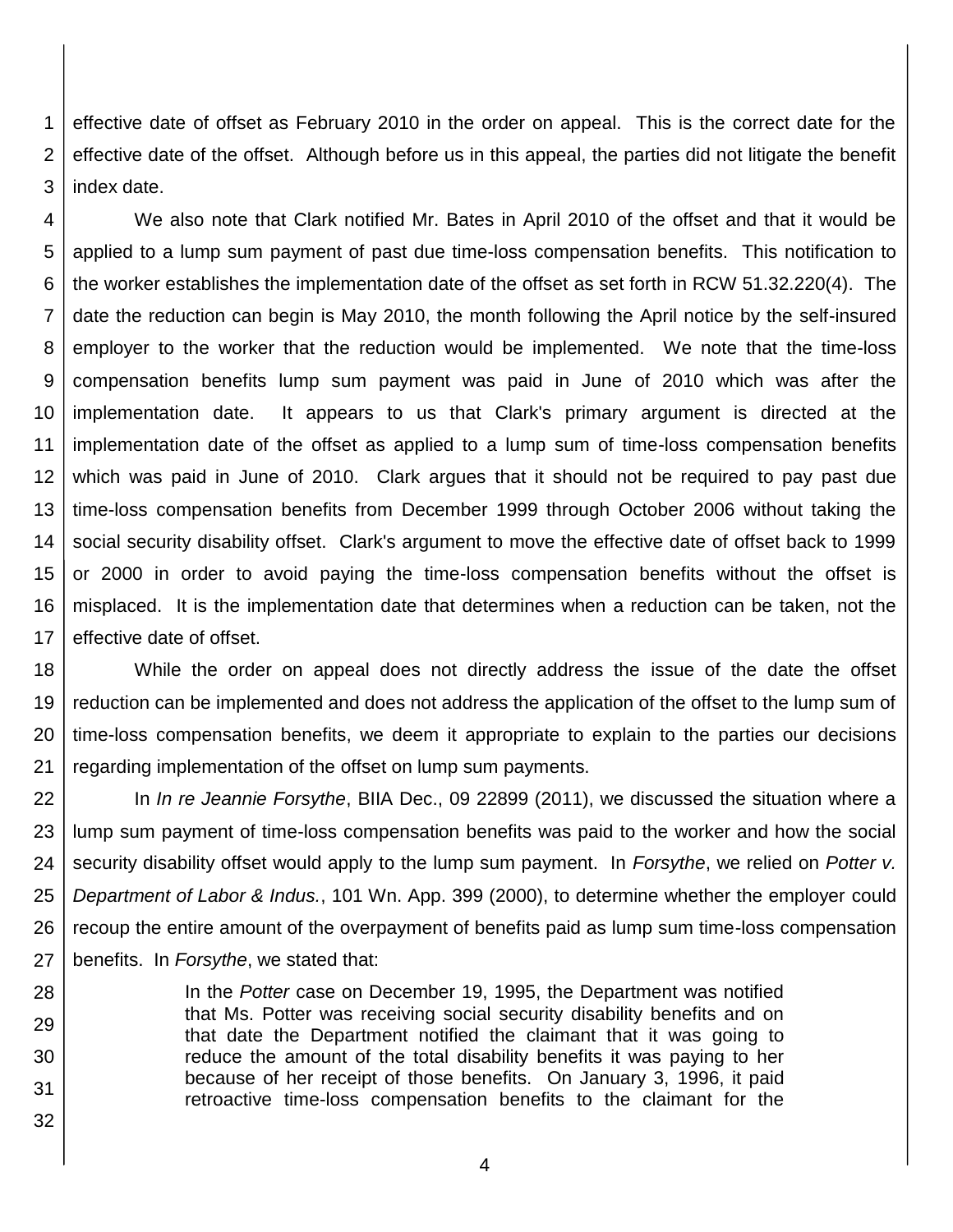effective date of offset as February 2010 in the order on appeal. This is the correct date for the effective date of the offset. Although before us in this appeal, the parties did not litigate the benefit index date.

We also note that Clark notified Mr. Bates in April 2010 of the offset and that it would be applied to a lump sum payment of past due time-loss compensation benefits. This notification to the worker establishes the implementation date of the offset as set forth in RCW 51.32.220(4). The date the reduction can begin is May 2010, the month following the April notice by the self-insured employer to the worker that the reduction would be implemented. We note that the time-loss compensation benefits lump sum payment was paid in June of 2010 which was after the implementation date. It appears to us that Clark's primary argument is directed at the implementation date of the offset as applied to a lump sum of time-loss compensation benefits which was paid in June of 2010. Clark argues that it should not be required to pay past due time-loss compensation benefits from December 1999 through October 2006 without taking the social security disability offset. Clark's argument to move the effective date of offset back to 1999 or 2000 in order to avoid paying the time-loss compensation benefits without the offset is misplaced. It is the implementation date that determines when a reduction can be taken, not the effective date of offset.

While the order on appeal does not directly address the issue of the date the offset reduction can be implemented and does not address the application of the offset to the lump sum of time-loss compensation benefits, we deem it appropriate to explain to the parties our decisions regarding implementation of the offset on lump sum payments.

In *In re Jeannie Forsythe*, BIIA Dec., 09 22899 (2011), we discussed the situation where a lump sum payment of time-loss compensation benefits was paid to the worker and how the social security disability offset would apply to the lump sum payment. In *Forsythe*, we relied on *Potter v. Department of Labor & Indus.*, 101 Wn. App. 399 (2000), to determine whether the employer could recoup the entire amount of the overpayment of benefits paid as lump sum time-loss compensation benefits. In *Forsythe*, we stated that:

> In the *Potter* case on December 19, 1995, the Department was notified that Ms. Potter was receiving social security disability benefits and on that date the Department notified the claimant that it was going to reduce the amount of the total disability benefits it was paying to her because of her receipt of those benefits. On January 3, 1996, it paid retroactive time-loss compensation benefits to the claimant for the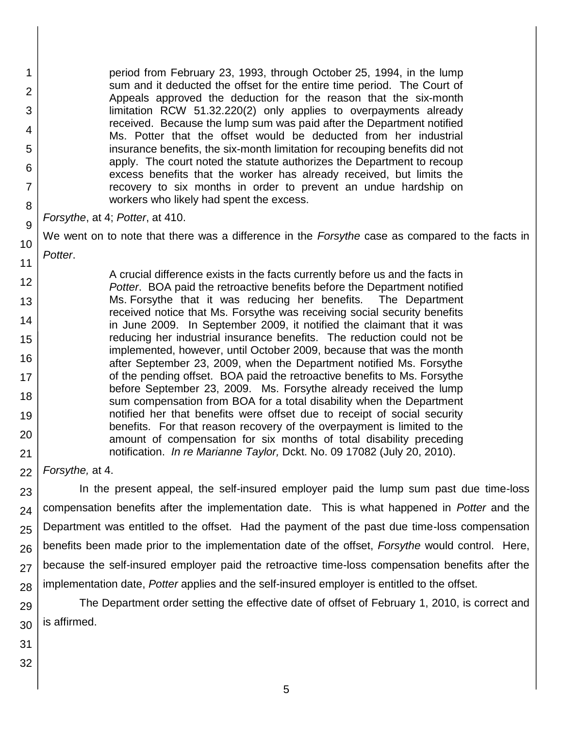> period from February 23, 1993, through October 25, 1994, in the lump sum and it deducted the offset for the entire time period. The Court of Appeals approved the deduction for the reason that the six-month limitation RCW 51.32.220(2) only applies to overpayments already received. Because the lump sum was paid after the Department notified Ms. Potter that the offset would be deducted from her industrial insurance benefits, the six-month limitation for recouping benefits did not apply. The court noted the statute authorizes the Department to recoup excess benefits that the worker has already received, but limits the recovery to six months in order to prevent an undue hardship on workers who likely had spent the excess.

*Forsythe*, at 4; *Potter*, at 410.

We went on to note that there was a difference in the *Forsythe* case as compared to the facts in *Potter*.

> A crucial difference exists in the facts currently before us and the facts in *Potter*. BOA paid the retroactive benefits before the Department notified Ms. Forsythe that it was reducing her benefits. The Department received notice that Ms. Forsythe was receiving social security benefits in June 2009. In September 2009, it notified the claimant that it was reducing her industrial insurance benefits. The reduction could not be implemented, however, until October 2009, because that was the month after September 23, 2009, when the Department notified Ms. Forsythe of the pending offset. BOA paid the retroactive benefits to Ms. Forsythe before September 23, 2009. Ms. Forsythe already received the lump sum compensation from BOA for a total disability when the Department notified her that benefits were offset due to receipt of social security benefits. For that reason recovery of the overpayment is limited to the amount of compensation for six months of total disability preceding notification. *In re Marianne Taylor,* Dckt. No. 09 17082 (July 20, 2010).

*Forsythe,* at 4.

In the present appeal, the self-insured employer paid the lump sum past due time-loss compensation benefits after the implementation date. This is what happened in *Potter* and the Department was entitled to the offset. Had the payment of the past due time-loss compensation benefits been made prior to the implementation date of the offset, *Forsythe* would control. Here, because the self-insured employer paid the retroactive time-loss compensation benefits after the implementation date, *Potter* applies and the self-insured employer is entitled to the offset.

The Department order setting the effective date of offset of February 1, 2010, is correct and is affirmed.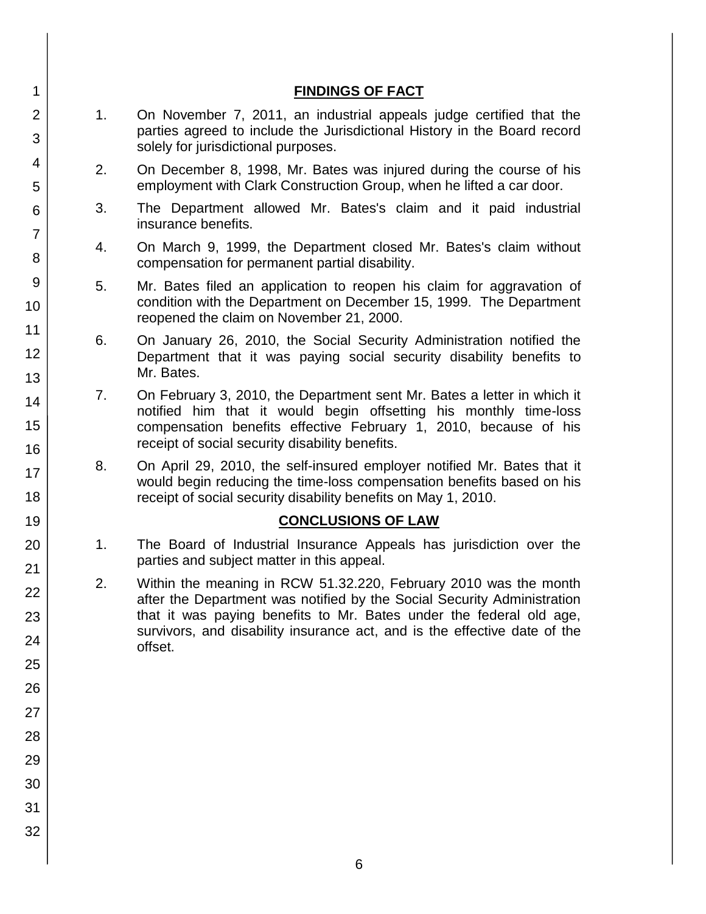## FINDINGS OF FACT

1. On November 7, 2011, an industrial appeals judge certified that the parties agreed to include the Jurisdictional History in the Board record solely for jurisdictional purposes.

2. On December 8, 1998, Mr. Bates was injured during the course of his employment with Clark Construction Group, when he lifted a car door.

3. The Department allowed Mr. Bates's claim and it paid industrial insurance benefits.

4. On March 9, 1999, the Department closed Mr. Bates's claim without compensation for permanent partial disability.

5. Mr. Bates filed an application to reopen his claim for aggravation of condition with the Department on December 15, 1999. The Department reopened the claim on November 21, 2000.

6. On January 26, 2010, the Social Security Administration notified the Department that it was paying social security disability benefits to Mr. Bates.

7. On February 3, 2010, the Department sent Mr. Bates a letter in which it notified him that it would begin offsetting his monthly time-loss compensation benefits effective February 1, 2010, because of his receipt of social security disability benefits.

8. On April 29, 2010, the self-insured employer notified Mr. Bates that it would begin reducing the time-loss compensation benefits based on his receipt of social security disability benefits on May 1, 2010.

## CONCLUSIONS OF LAW

1. The Board of Industrial Insurance Appeals has jurisdiction over the parties and subject matter in this appeal.

2. Within the meaning in RCW 51.32.220, February 2010 was the month after the Department was notified by the Social Security Administration that it was paying benefits to Mr. Bates under the federal old age, survivors, and disability insurance act, and is the effective date of the offset.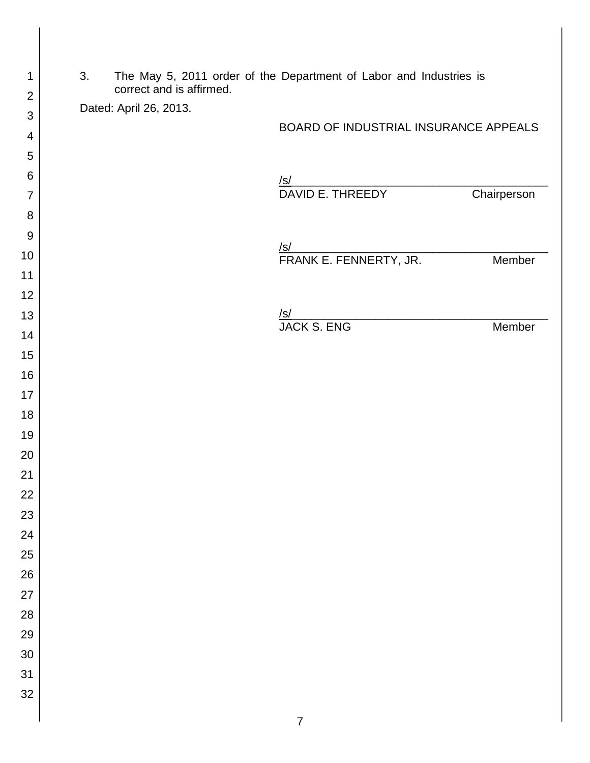3. The May 5, 2011 order of the Department of Labor and Industries is correct and is affirmed.

Dated: April 26, 2013.

BOARD OF INDUSTRIAL INSURANCE APPEALS

/s/
DAVID E. THREEDY Chairperson

/s/
FRANK E. FENNERTY, JR. Member

/s/
JACK S. ENG Member